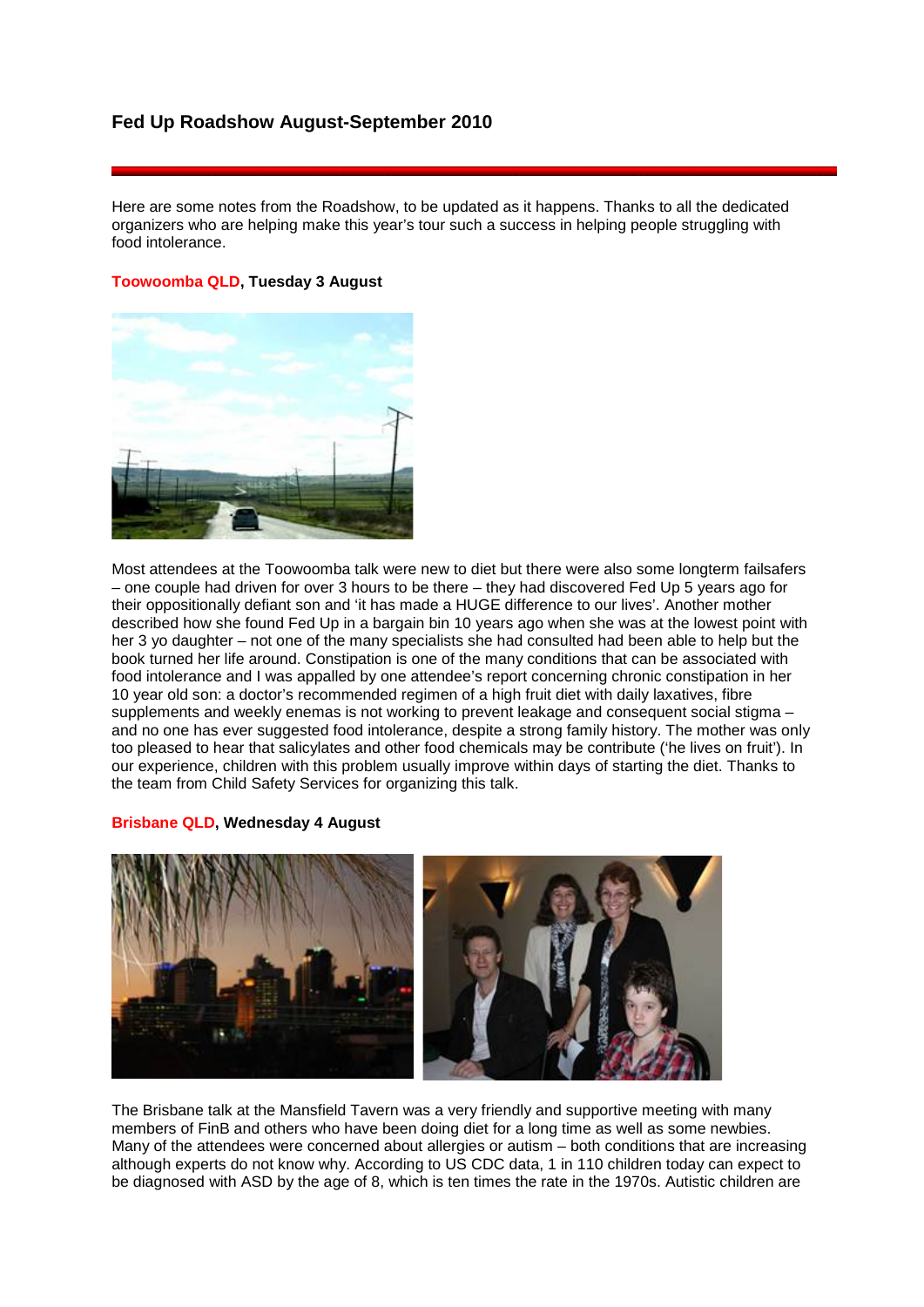# Fed Up Roadshow August-September 2010

Here are some notes from the Roadshow, to be updated as it happens. Thanks to all the dedicated organizers who are helping make this year's tour such a success in helping people struggling with food intolerance.

**Toowoomba QLD, Tuesday 3 August**

Most attendees at the Toowoomba talk were new to diet but there were also some longterm failsafers – one couple had driven for over 3 hours to be there – they had discovered Fed Up 5 years ago for their oppositionally defiant son and 'it has made a HUGE difference to our lives'. Another mother described how she found Fed Up in a bargain bin 10 years ago when she was at the lowest point with her 3 yo daughter – not one of the many specialists she had consulted had been able to help but the book turned her life around. Constipation is one of the many conditions that can be associated with food intolerance and I was appalled by one attendee's report concerning chronic constipation in her 10 year old son: a doctor's recommended regimen of a high fruit diet with daily laxatives, fibre supplements and weekly enemas is not working to prevent leakage and consequent social stigma – and no one has ever suggested food intolerance, despite a strong family history. The mother was only too pleased to hear that salicylates and other food chemicals may be contribute ('he lives on fruit'). In our experience, children with this problem usually improve within days of starting the diet. Thanks to the team from Child Safety Services for organizing this talk.

**Brisbane QLD, Wednesday 4 August**

The Brisbane talk at the Mansfield Tavern was a very friendly and supportive meeting with many members of FinB and others who have been doing diet for a long time as well as some newbies. Many of the attendees were concerned about allergies or autism – both conditions that are increasing although experts do not know why. According to US CDC data, 1 in 110 children today can expect to be diagnosed with ASD by the age of 8, which is ten times the rate in the 1970s. Autistic children are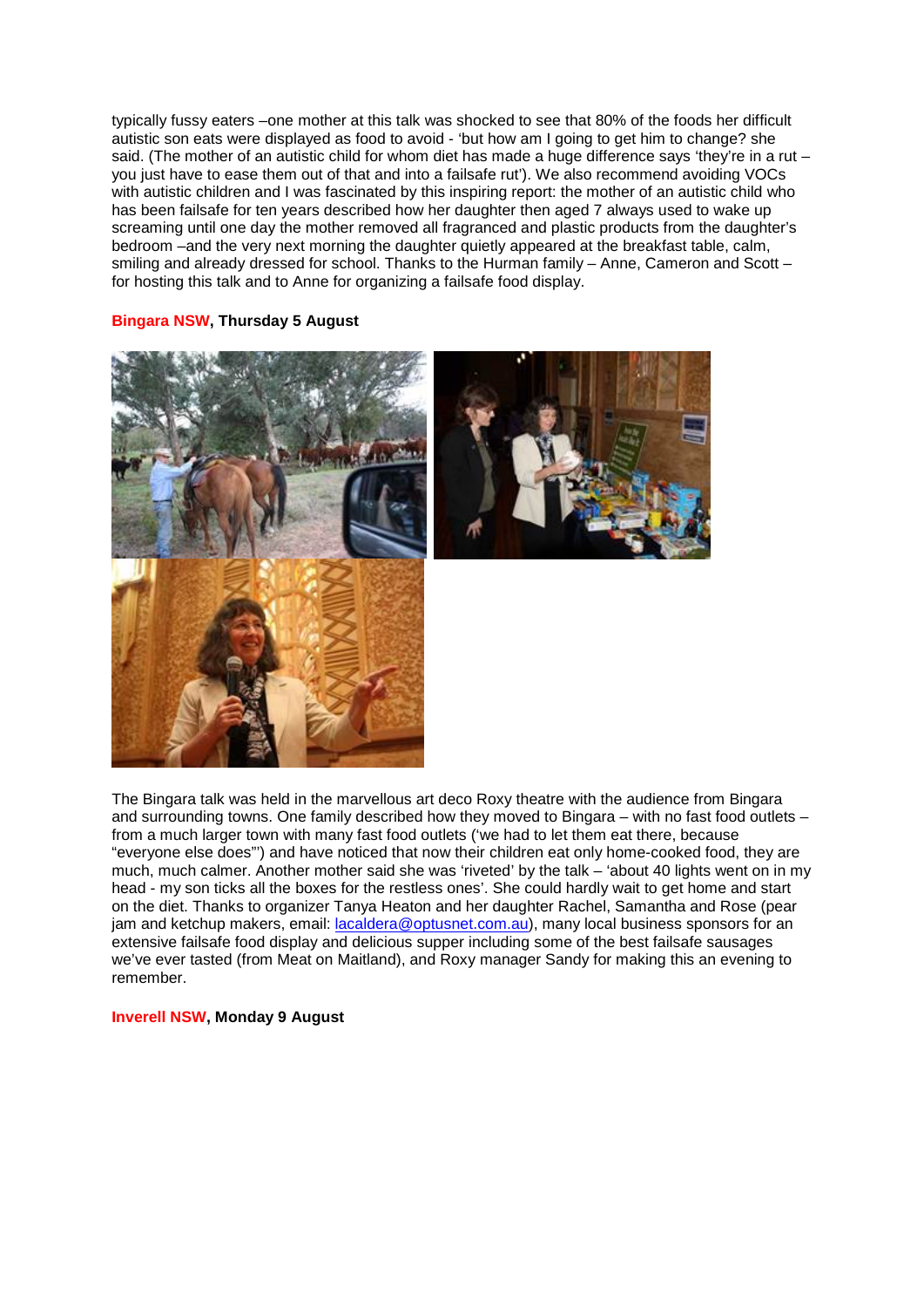typically fussy eaters –one mother at this talk was shocked to see that 80% of the foods her difficult autistic son eats were displayed as food to avoid - 'but how am I going to get him to change? she said. (The mother of an autistic child for whom diet has made a huge difference says 'they're in a rut – you just have to ease them out of that and into a failsafe rut'). We also recommend avoiding VOCs with autistic children and I was fascinated by this inspiring report: the mother of an autistic child who has been failsafe for ten years described how her daughter then aged 7 always used to wake up screaming until one day the mother removed all fragranced and plastic products from the daughter's bedroom –and the very next morning the daughter quietly appeared at the breakfast table, calm, smiling and already dressed for school. Thanks to the Hurman family – Anne, Cameron and Scott – for hosting this talk and to Anne for organizing a failsafe food display.

**Bingara NSW, Thursday 5 August**

The Bingara talk was held in the marvellous art deco Roxy theatre with the audience from Bingara and surrounding towns. One family described how they moved to Bingara – with no fast food outlets – from a much larger town with many fast food outlets ('we had to let them eat there, because "everyone else does"') and have noticed that now their children eat only home-cooked food, they are much, much calmer. Another mother said she was 'riveted' by the talk – 'about 40 lights went on in my head - my son ticks all the boxes for the restless ones'. She could hardly wait to get home and start on the diet. Thanks to organizer Tanya Heaton and her daughter Rachel, Samantha and Rose (pear jam and ketchup makers, email: lacaldera@optusnet.com.au), many local business sponsors for an extensive failsafe food display and delicious supper including some of the best failsafe sausages we've ever tasted (from Meat on Maitland), and Roxy manager Sandy for making this an evening to remember.

**Inverell NSW, Monday 9 August**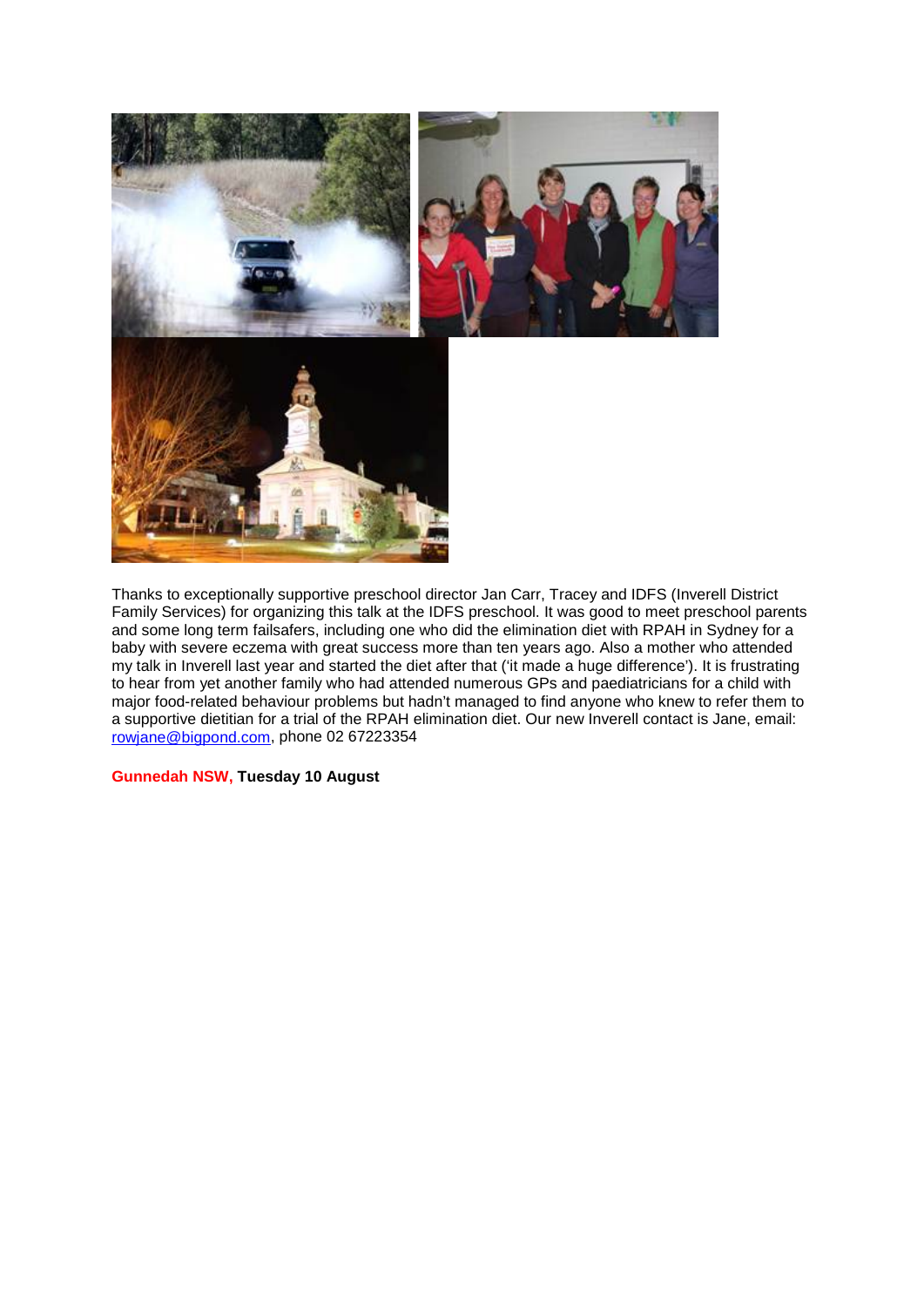Thanks to exceptionally supportive preschool director Jan Carr, Tracey and IDFS (Inverell District Family Services) for organizing this talk at the IDFS preschool. It was good to meet preschool parents and some long term failsafers, including one who did the elimination diet with RPAH in Sydney for a baby with severe eczema with great success more than ten years ago. Also a mother who attended my talk in Inverell last year and started the diet after that ('it made a huge difference'). It is frustrating to hear from yet another family who had attended numerous GPs and paediatricians for a child with major food-related behaviour problems but hadn't managed to find anyone who knew to refer them to a supportive dietitian for a trial of the RPAH elimination diet. Our new Inverell contact is Jane, email: rowjane@bigpond.com, phone 02 67223354

**Gunnedah NSW, Tuesday 10 August**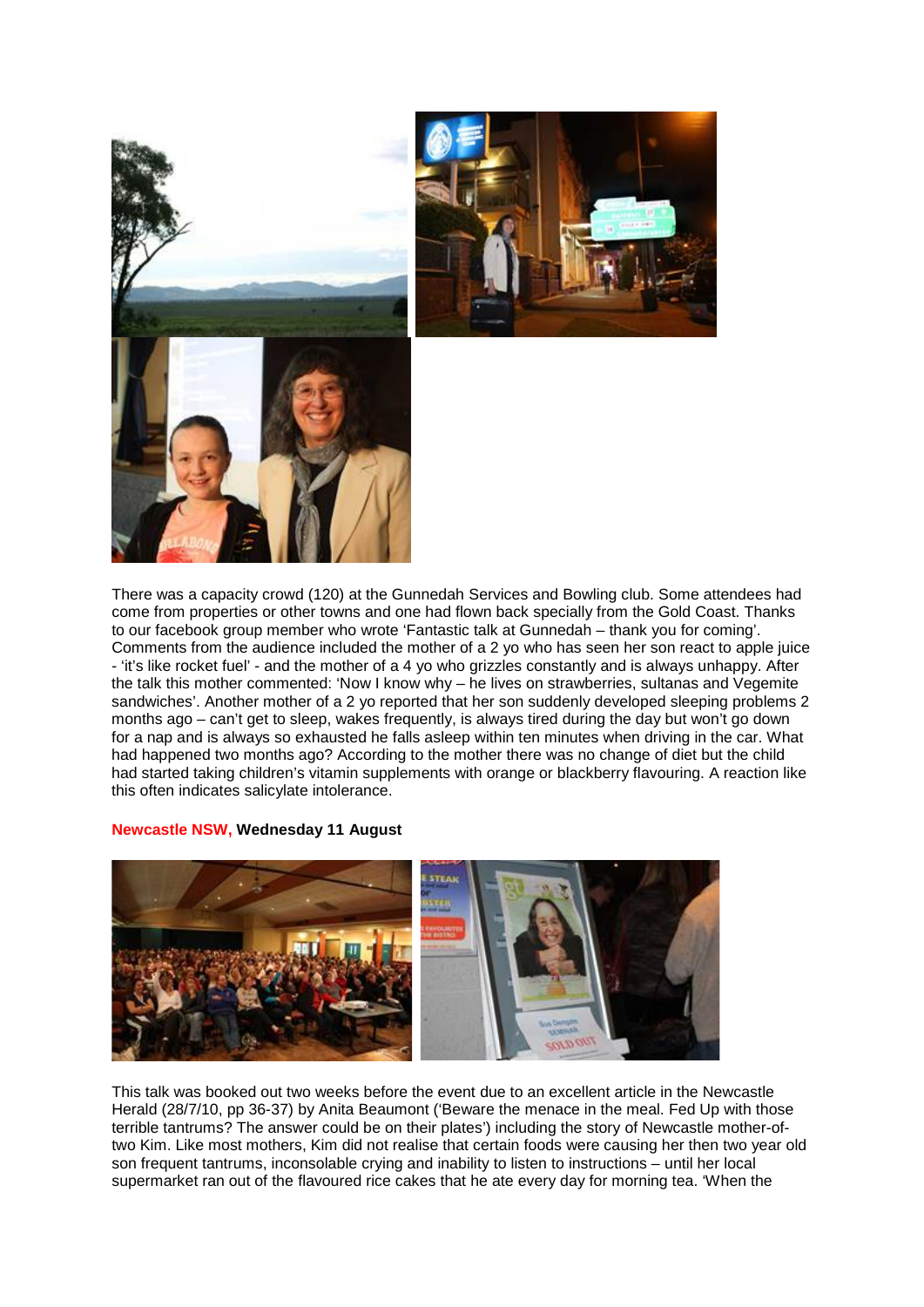There was a capacity crowd (120) at the Gunnedah Services and Bowling club. Some attendees had come from properties or other towns and one had flown back specially from the Gold Coast. Thanks to our facebook group member who wrote 'Fantastic talk at Gunnedah – thank you for coming'. Comments from the audience included the mother of a 2 yo who has seen her son react to apple juice - 'it's like rocket fuel' - and the mother of a 4 yo who grizzles constantly and is always unhappy. After the talk this mother commented: 'Now I know why – he lives on strawberries, sultanas and Vegemite sandwiches'. Another mother of a 2 yo reported that her son suddenly developed sleeping problems 2 months ago – can't get to sleep, wakes frequently, is always tired during the day but won't go down for a nap and is always so exhausted he falls asleep within ten minutes when driving in the car. What had happened two months ago? According to the mother there was no change of diet but the child had started taking children's vitamin supplements with orange or blackberry flavouring. A reaction like this often indicates salicylate intolerance.

**Newcastle NSW, Wednesday 11 August**

This talk was booked out two weeks before the event due to an excellent article in the Newcastle Herald (28/7/10, pp 36-37) by Anita Beaumont ('Beware the menace in the meal. Fed Up with those terrible tantrums? The answer could be on their plates') including the story of Newcastle mother-of-two Kim. Like most mothers, Kim did not realise that certain foods were causing her then two year old son frequent tantrums, inconsolable crying and inability to listen to instructions – until her local supermarket ran out of the flavoured rice cakes that he ate every day for morning tea. 'When the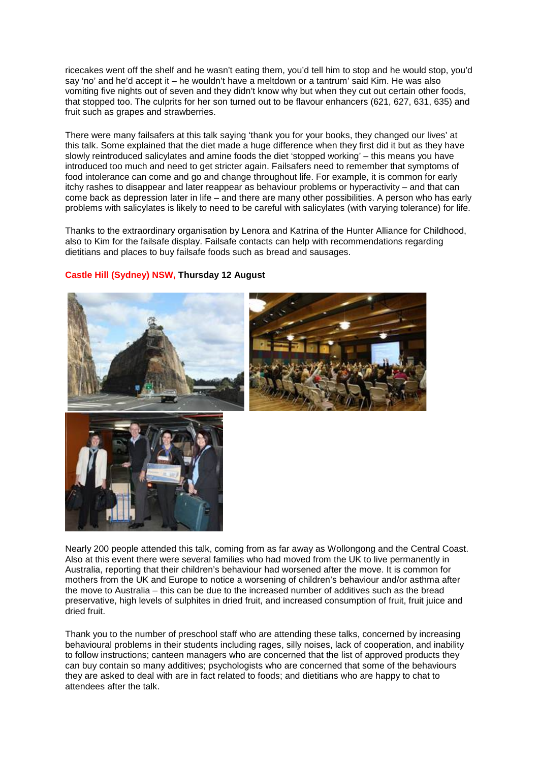ricecakes went off the shelf and he wasn't eating them, you'd tell him to stop and he would stop, you'd say 'no' and he'd accept it – he wouldn't have a meltdown or a tantrum' said Kim. He was also vomiting five nights out of seven and they didn't know why but when they cut out certain other foods, that stopped too. The culprits for her son turned out to be flavour enhancers (621, 627, 631, 635) and fruit such as grapes and strawberries.

There were many failsafers at this talk saying 'thank you for your books, they changed our lives' at this talk. Some explained that the diet made a huge difference when they first did it but as they have slowly reintroduced salicylates and amine foods the diet 'stopped working' – this means you have introduced too much and need to get stricter again. Failsafers need to remember that symptoms of food intolerance can come and go and change throughout life. For example, it is common for early itchy rashes to disappear and later reappear as behaviour problems or hyperactivity – and that can come back as depression later in life – and there are many other possibilities. A person who has early problems with salicylates is likely to need to be careful with salicylates (with varying tolerance) for life.

Thanks to the extraordinary organisation by Lenora and Katrina of the Hunter Alliance for Childhood, also to Kim for the failsafe display. Failsafe contacts can help with recommendations regarding dietitians and places to buy failsafe foods such as bread and sausages.

**Castle Hill (Sydney) NSW, Thursday 12 August**

Nearly 200 people attended this talk, coming from as far away as Wollongong and the Central Coast. Also at this event there were several families who had moved from the UK to live permanently in Australia, reporting that their children's behaviour had worsened after the move. It is common for mothers from the UK and Europe to notice a worsening of children's behaviour and/or asthma after the move to Australia – this can be due to the increased number of additives such as the bread preservative, high levels of sulphites in dried fruit, and increased consumption of fruit, fruit juice and dried fruit.

Thank you to the number of preschool staff who are attending these talks, concerned by increasing behavioural problems in their students including rages, silly noises, lack of cooperation, and inability to follow instructions; canteen managers who are concerned that the list of approved products they can buy contain so many additives; psychologists who are concerned that some of the behaviours they are asked to deal with are in fact related to foods; and dietitians who are happy to chat to attendees after the talk.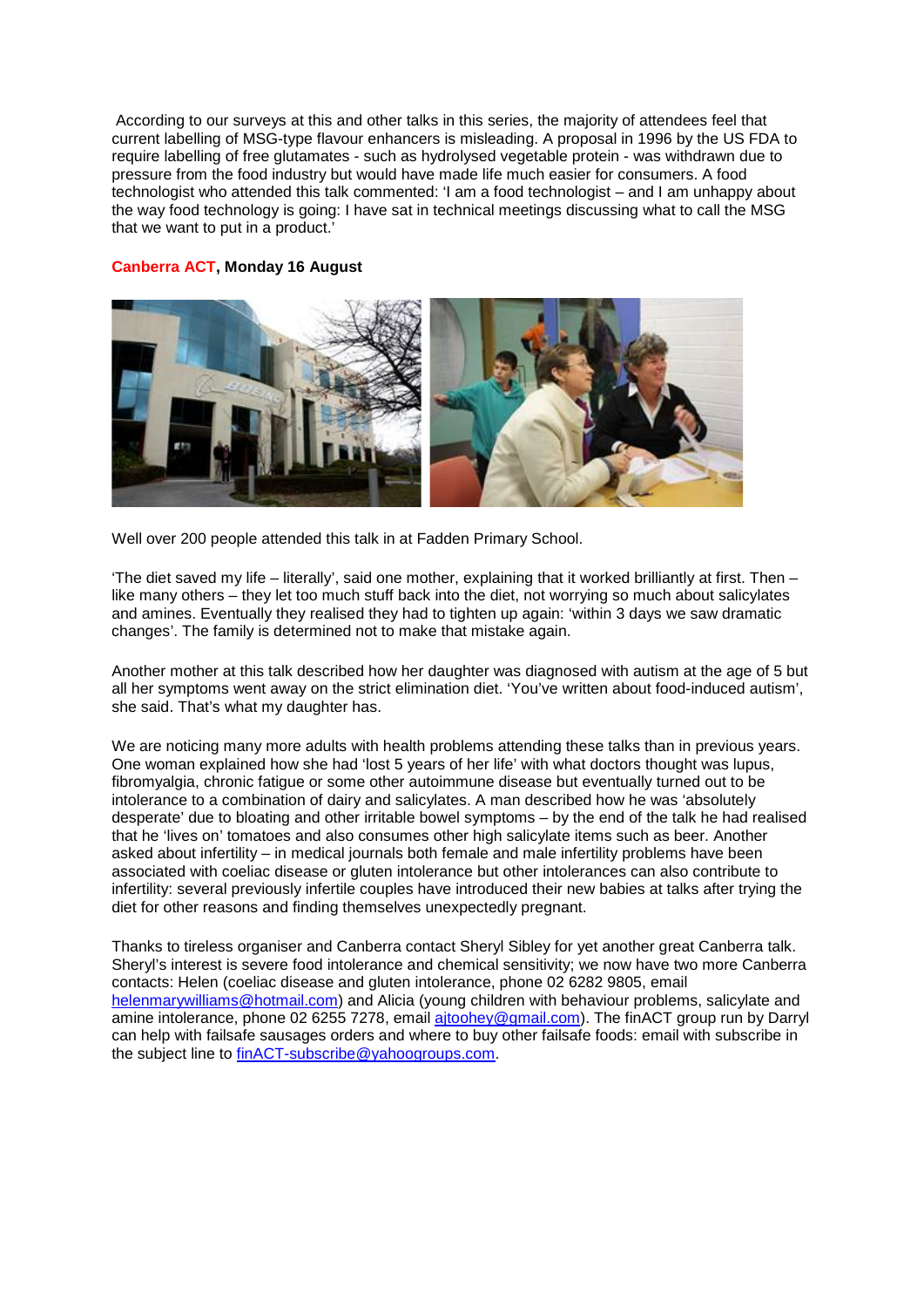According to our surveys at this and other talks in this series, the majority of attendees feel that current labelling of MSG-type flavour enhancers is misleading. A proposal in 1996 by the US FDA to require labelling of free glutamates - such as hydrolysed vegetable protein - was withdrawn due to pressure from the food industry but would have made life much easier for consumers. A food technologist who attended this talk commented: 'I am a food technologist – and I am unhappy about the way food technology is going: I have sat in technical meetings discussing what to call the MSG that we want to put in a product.'

**Canberra ACT, Monday 16 August**

Well over 200 people attended this talk in at Fadden Primary School.

'The diet saved my life – literally', said one mother, explaining that it worked brilliantly at first. Then – like many others – they let too much stuff back into the diet, not worrying so much about salicylates and amines. Eventually they realised they had to tighten up again: 'within 3 days we saw dramatic changes'. The family is determined not to make that mistake again.

Another mother at this talk described how her daughter was diagnosed with autism at the age of 5 but all her symptoms went away on the strict elimination diet. 'You've written about food-induced autism', she said. That's what my daughter has.

We are noticing many more adults with health problems attending these talks than in previous years. One woman explained how she had 'lost 5 years of her life' with what doctors thought was lupus, fibromyalgia, chronic fatigue or some other autoimmune disease but eventually turned out to be intolerance to a combination of dairy and salicylates. A man described how he was 'absolutely desperate' due to bloating and other irritable bowel symptoms – by the end of the talk he had realised that he 'lives on' tomatoes and also consumes other high salicylate items such as beer. Another asked about infertility – in medical journals both female and male infertility problems have been associated with coeliac disease or gluten intolerance but other intolerances can also contribute to infertility: several previously infertile couples have introduced their new babies at talks after trying the diet for other reasons and finding themselves unexpectedly pregnant.

Thanks to tireless organiser and Canberra contact Sheryl Sibley for yet another great Canberra talk. Sheryl's interest is severe food intolerance and chemical sensitivity; we now have two more Canberra contacts: Helen (coeliac disease and gluten intolerance, phone 02 6282 9805, email helenmarywilliams@hotmail.com) and Alicia (young children with behaviour problems, salicylate and amine intolerance, phone 02 6255 7278, email ajtoohey@gmail.com). The finACT group run by Darryl can help with failsafe sausages orders and where to buy other failsafe foods: email with subscribe in the subject line to finACT-subscribe@yahoogroups.com.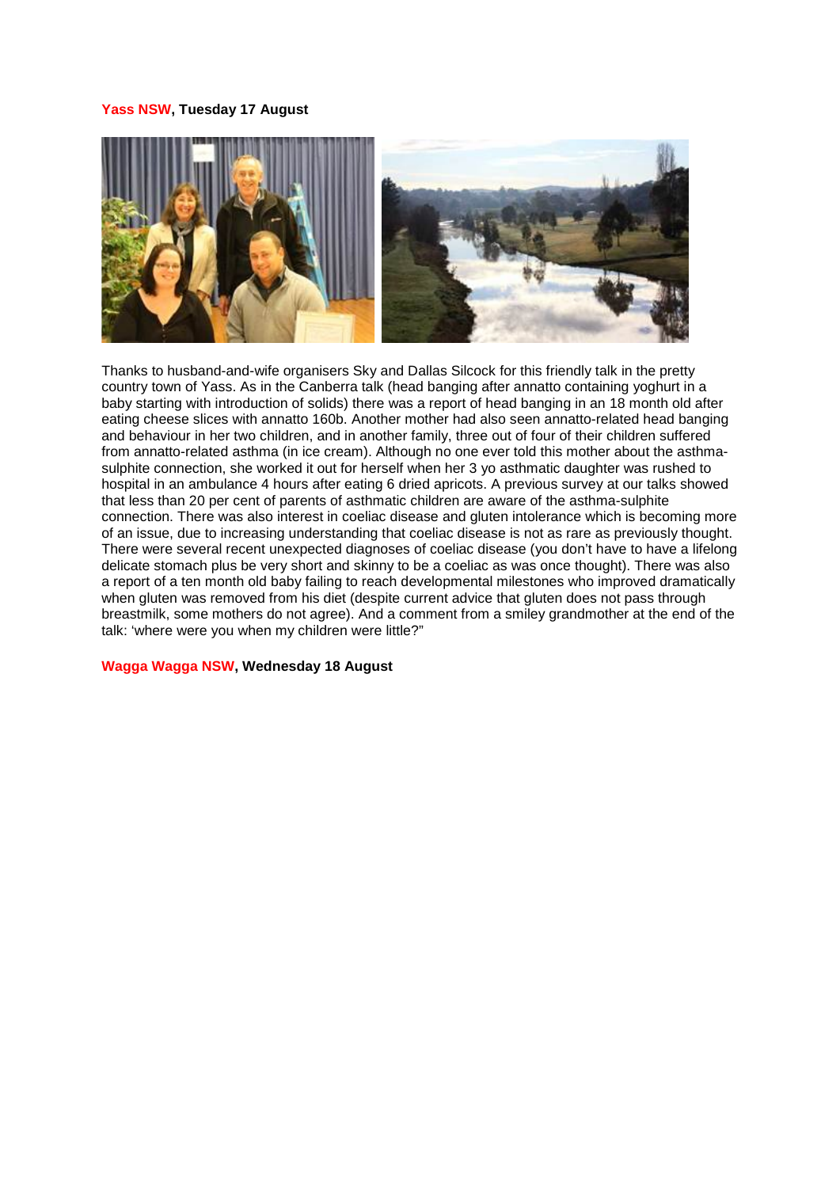**Yass NSW, Tuesday 17 August**

Thanks to husband-and-wife organisers Sky and Dallas Silcock for this friendly talk in the pretty country town of Yass. As in the Canberra talk (head banging after annatto containing yoghurt in a baby starting with introduction of solids) there was a report of head banging in an 18 month old after eating cheese slices with annatto 160b. Another mother had also seen annatto-related head banging and behaviour in her two children, and in another family, three out of four of their children suffered from annatto-related asthma (in ice cream). Although no one ever told this mother about the asthma-sulphite connection, she worked it out for herself when her 3 yo asthmatic daughter was rushed to hospital in an ambulance 4 hours after eating 6 dried apricots. A previous survey at our talks showed that less than 20 per cent of parents of asthmatic children are aware of the asthma-sulphite connection. There was also interest in coeliac disease and gluten intolerance which is becoming more of an issue, due to increasing understanding that coeliac disease is not as rare as previously thought. There were several recent unexpected diagnoses of coeliac disease (you don't have to have a lifelong delicate stomach plus be very short and skinny to be a coeliac as was once thought). There was also a report of a ten month old baby failing to reach developmental milestones who improved dramatically when gluten was removed from his diet (despite current advice that gluten does not pass through breastmilk, some mothers do not agree). And a comment from a smiley grandmother at the end of the talk: 'where were you when my children were little?"

**Wagga Wagga NSW, Wednesday 18 August**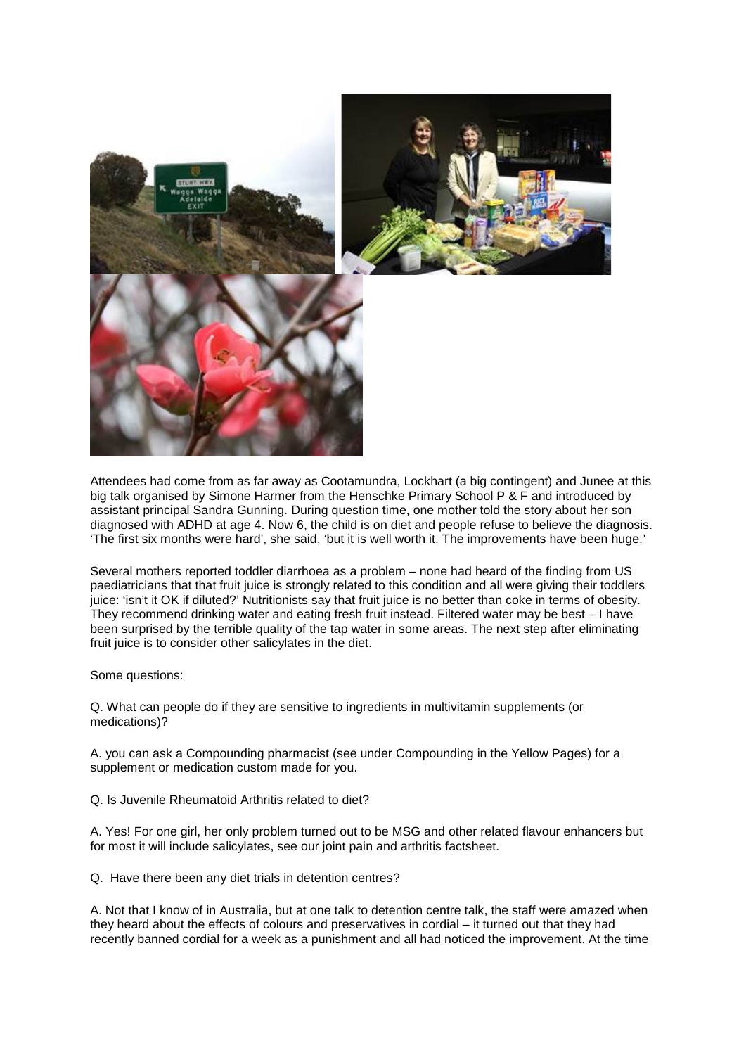Attendees had come from as far away as Cootamundra, Lockhart (a big contingent) and Junee at this big talk organised by Simone Harmer from the Henschke Primary School P & F and introduced by assistant principal Sandra Gunning. During question time, one mother told the story about her son diagnosed with ADHD at age 4. Now 6, the child is on diet and people refuse to believe the diagnosis. 'The first six months were hard', she said, 'but it is well worth it. The improvements have been huge.'

Several mothers reported toddler diarrhoea as a problem – none had heard of the finding from US paediatricians that that fruit juice is strongly related to this condition and all were giving their toddlers juice: 'isn't it OK if diluted?' Nutritionists say that fruit juice is no better than coke in terms of obesity. They recommend drinking water and eating fresh fruit instead. Filtered water may be best – I have been surprised by the terrible quality of the tap water in some areas. The next step after eliminating fruit juice is to consider other salicylates in the diet.

Some questions:

Q. What can people do if they are sensitive to ingredients in multivitamin supplements (or medications)?

A. you can ask a Compounding pharmacist (see under Compounding in the Yellow Pages) for a supplement or medication custom made for you.

Q. Is Juvenile Rheumatoid Arthritis related to diet?

A. Yes! For one girl, her only problem turned out to be MSG and other related flavour enhancers but for most it will include salicylates, see our joint pain and arthritis factsheet.

Q. Have there been any diet trials in detention centres?

A. Not that I know of in Australia, but at one talk to detention centre talk, the staff were amazed when they heard about the effects of colours and preservatives in cordial – it turned out that they had recently banned cordial for a week as a punishment and all had noticed the improvement. At the time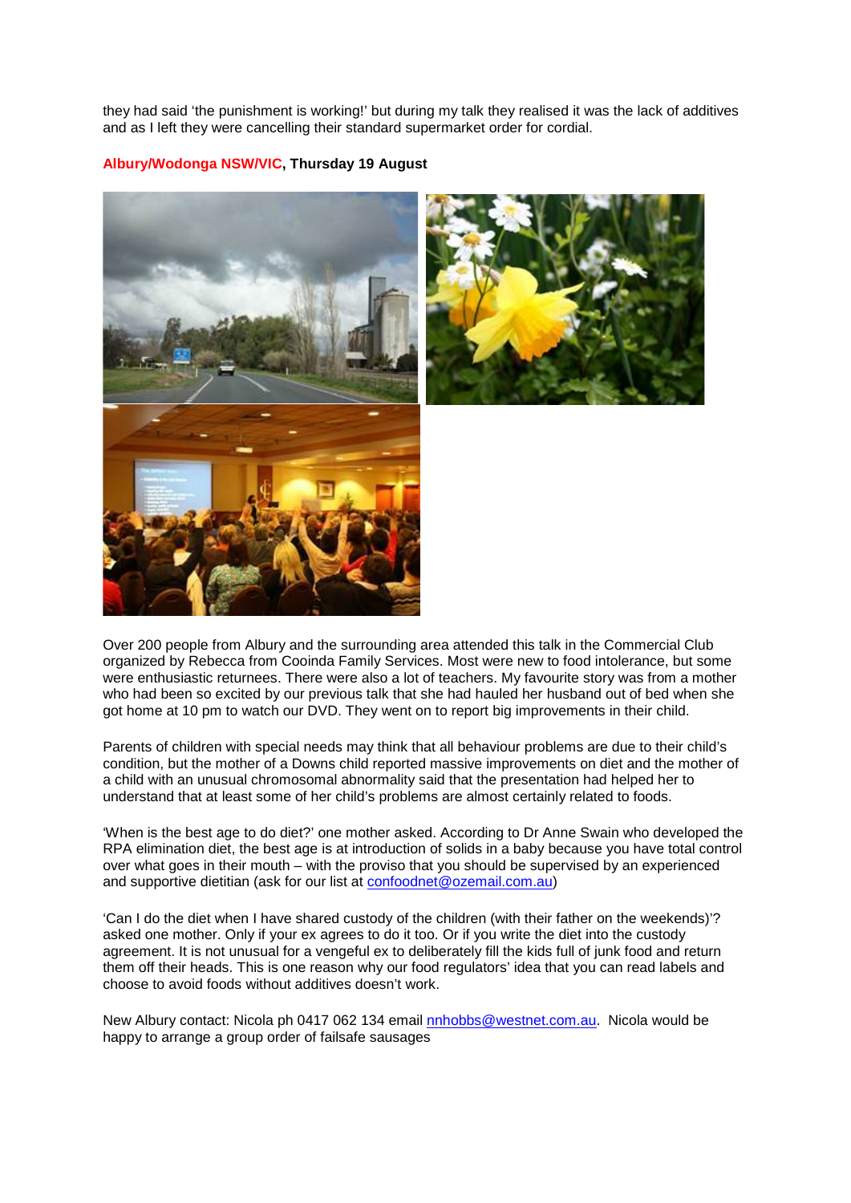they had said 'the punishment is working!' but during my talk they realised it was the lack of additives and as I left they were cancelling their standard supermarket order for cordial.

**Albury/Wodonga NSW/VIC, Thursday 19 August**

Over 200 people from Albury and the surrounding area attended this talk in the Commercial Club organized by Rebecca from Cooinda Family Services. Most were new to food intolerance, but some were enthusiastic returnees. There were also a lot of teachers. My favourite story was from a mother who had been so excited by our previous talk that she had hauled her husband out of bed when she got home at 10 pm to watch our DVD. They went on to report big improvements in their child.

Parents of children with special needs may think that all behaviour problems are due to their child's condition, but the mother of a Downs child reported massive improvements on diet and the mother of a child with an unusual chromosomal abnormality said that the presentation had helped her to understand that at least some of her child's problems are almost certainly related to foods.

'When is the best age to do diet?' one mother asked. According to Dr Anne Swain who developed the RPA elimination diet, the best age is at introduction of solids in a baby because you have total control over what goes in their mouth – with the proviso that you should be supervised by an experienced and supportive dietitian (ask for our list at confoodnet@ozemail.com.au)

'Can I do the diet when I have shared custody of the children (with their father on the weekends)'? asked one mother. Only if your ex agrees to do it too. Or if you write the diet into the custody agreement. It is not unusual for a vengeful ex to deliberately fill the kids full of junk food and return them off their heads. This is one reason why our food regulators' idea that you can read labels and choose to avoid foods without additives doesn't work.

New Albury contact: Nicola ph 0417 062 134 email nnhobbs@westnet.com.au. Nicola would be happy to arrange a group order of failsafe sausages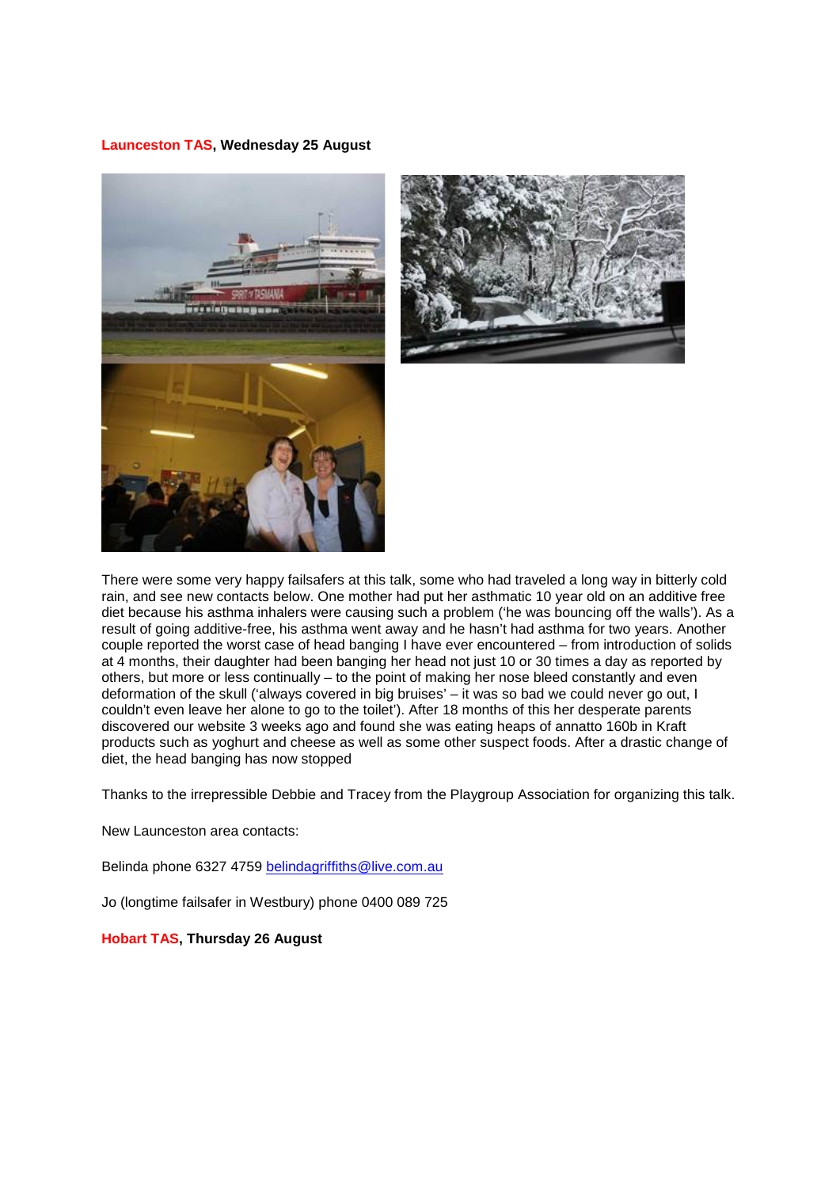**Launceston TAS, Wednesday 25 August**

There were some very happy failsafers at this talk, some who had traveled a long way in bitterly cold rain, and see new contacts below. One mother had put her asthmatic 10 year old on an additive free diet because his asthma inhalers were causing such a problem ('he was bouncing off the walls'). As a result of going additive-free, his asthma went away and he hasn't had asthma for two years. Another couple reported the worst case of head banging I have ever encountered – from introduction of solids at 4 months, their daughter had been banging her head not just 10 or 30 times a day as reported by others, but more or less continually – to the point of making her nose bleed constantly and even deformation of the skull ('always covered in big bruises' – it was so bad we could never go out, I couldn't even leave her alone to go to the toilet'). After 18 months of this her desperate parents discovered our website 3 weeks ago and found she was eating heaps of annatto 160b in Kraft products such as yoghurt and cheese as well as some other suspect foods. After a drastic change of diet, the head banging has now stopped

Thanks to the irrepressible Debbie and Tracey from the Playgroup Association for organizing this talk.

New Launceston area contacts:

Belinda phone 6327 4759 belindagriffiths@live.com.au

Jo (longtime failsafer in Westbury) phone 0400 089 725

**Hobart TAS, Thursday 26 August**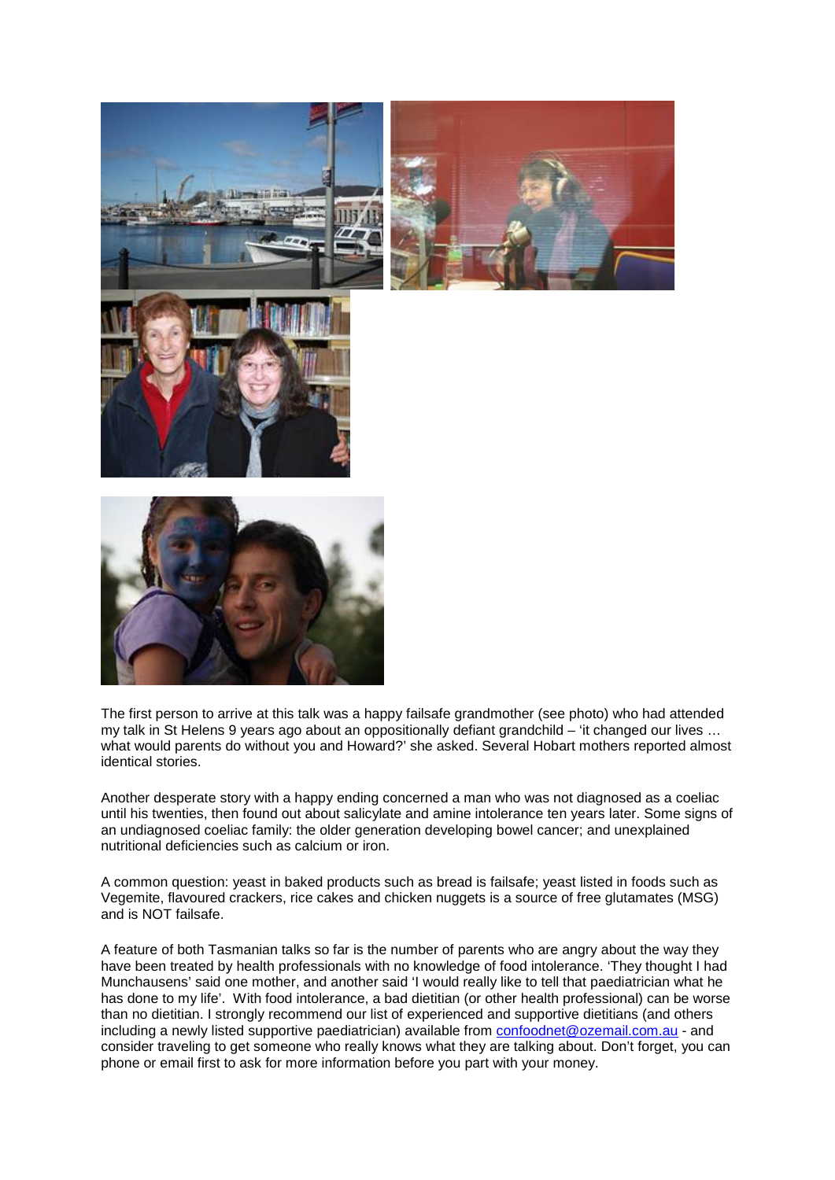The first person to arrive at this talk was a happy failsafe grandmother (see photo) who had attended my talk in St Helens 9 years ago about an oppositionally defiant grandchild – 'it changed our lives … what would parents do without you and Howard?' she asked. Several Hobart mothers reported almost identical stories.

Another desperate story with a happy ending concerned a man who was not diagnosed as a coeliac until his twenties, then found out about salicylate and amine intolerance ten years later. Some signs of an undiagnosed coeliac family: the older generation developing bowel cancer; and unexplained nutritional deficiencies such as calcium or iron.

A common question: yeast in baked products such as bread is failsafe; yeast listed in foods such as Vegemite, flavoured crackers, rice cakes and chicken nuggets is a source of free glutamates (MSG) and is NOT failsafe.

A feature of both Tasmanian talks so far is the number of parents who are angry about the way they have been treated by health professionals with no knowledge of food intolerance. 'They thought I had Munchausens' said one mother, and another said 'I would really like to tell that paediatrician what he has done to my life'. With food intolerance, a bad dietitian (or other health professional) can be worse than no dietitian. I strongly recommend our list of experienced and supportive dietitians (and others including a newly listed supportive paediatrician) available from confoodnet@ozemail.com.au - and consider traveling to get someone who really knows what they are talking about. Don't forget, you can phone or email first to ask for more information before you part with your money.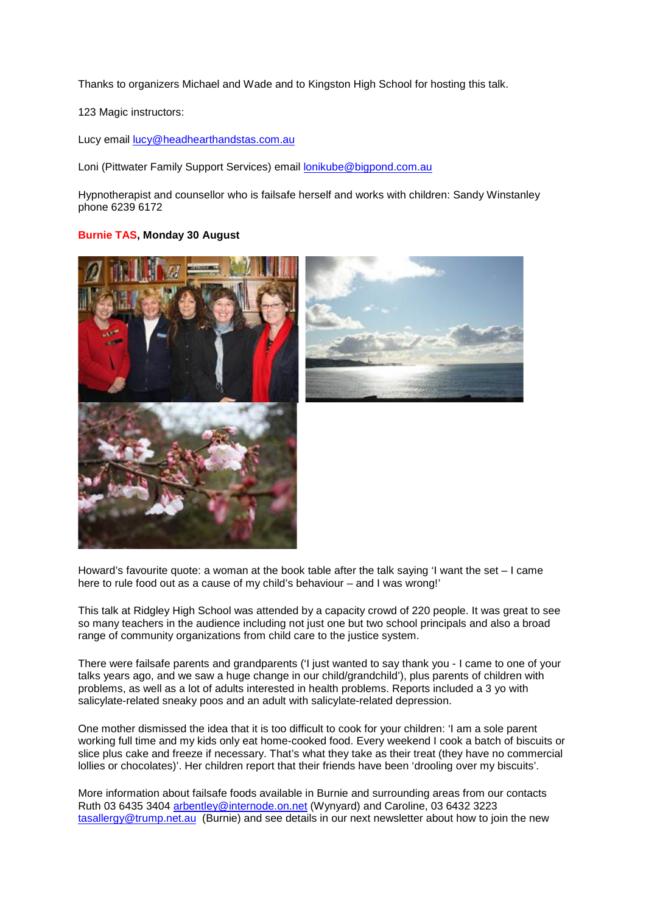Thanks to organizers Michael and Wade and to Kingston High School for hosting this talk.

123 Magic instructors:

Lucy email lucy@headhearthandstas.com.au

Loni (Pittwater Family Support Services) email lonikube@bigpond.com.au

Hypnotherapist and counsellor who is failsafe herself and works with children: Sandy Winstanley phone 6239 6172

**Burnie TAS, Monday 30 August**

Howard's favourite quote: a woman at the book table after the talk saying 'I want the set – I came here to rule food out as a cause of my child's behaviour – and I was wrong!'

This talk at Ridgley High School was attended by a capacity crowd of 220 people. It was great to see so many teachers in the audience including not just one but two school principals and also a broad range of community organizations from child care to the justice system.

There were failsafe parents and grandparents ('I just wanted to say thank you - I came to one of your talks years ago, and we saw a huge change in our child/grandchild'), plus parents of children with problems, as well as a lot of adults interested in health problems. Reports included a 3 yo with salicylate-related sneaky poos and an adult with salicylate-related depression.

One mother dismissed the idea that it is too difficult to cook for your children: 'I am a sole parent working full time and my kids only eat home-cooked food. Every weekend I cook a batch of biscuits or slice plus cake and freeze if necessary. That's what they take as their treat (they have no commercial lollies or chocolates)'. Her children report that their friends have been 'drooling over my biscuits'.

More information about failsafe foods available in Burnie and surrounding areas from our contacts Ruth 03 6435 3404 arbentley@internode.on.net (Wynyard) and Caroline, 03 6432 3223 tasallergy@trump.net.au (Burnie) and see details in our next newsletter about how to join the new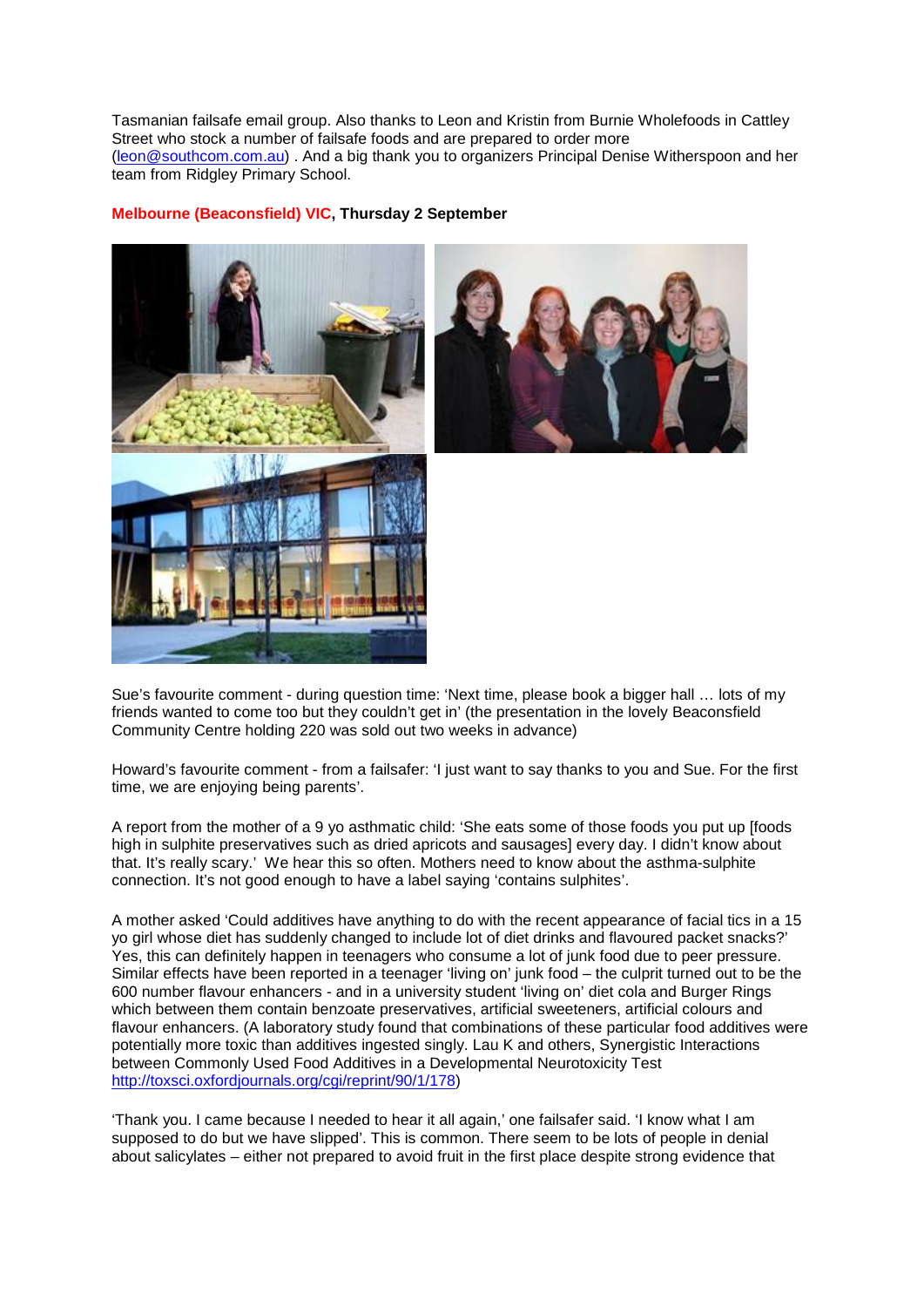Tasmanian failsafe email group. Also thanks to Leon and Kristin from Burnie Wholefoods in Cattley Street who stock a number of failsafe foods and are prepared to order more (leon@southcom.com.au) . And a big thank you to organizers Principal Denise Witherspoon and her team from Ridgley Primary School.

**Melbourne (Beaconsfield) VIC, Thursday 2 September**

Sue's favourite comment - during question time: 'Next time, please book a bigger hall … lots of my friends wanted to come too but they couldn't get in' (the presentation in the lovely Beaconsfield Community Centre holding 220 was sold out two weeks in advance)

Howard's favourite comment - from a failsafer: 'I just want to say thanks to you and Sue. For the first time, we are enjoying being parents'.

A report from the mother of a 9 yo asthmatic child: 'She eats some of those foods you put up [foods high in sulphite preservatives such as dried apricots and sausages] every day. I didn't know about that. It's really scary.' We hear this so often. Mothers need to know about the asthma-sulphite connection. It's not good enough to have a label saying 'contains sulphites'.

A mother asked 'Could additives have anything to do with the recent appearance of facial tics in a 15 yo girl whose diet has suddenly changed to include lot of diet drinks and flavoured packet snacks?' Yes, this can definitely happen in teenagers who consume a lot of junk food due to peer pressure. Similar effects have been reported in a teenager 'living on' junk food – the culprit turned out to be the 600 number flavour enhancers - and in a university student 'living on' diet cola and Burger Rings which between them contain benzoate preservatives, artificial sweeteners, artificial colours and flavour enhancers. (A laboratory study found that combinations of these particular food additives were potentially more toxic than additives ingested singly. Lau K and others, Synergistic Interactions between Commonly Used Food Additives in a Developmental Neurotoxicity Test http://toxsci.oxfordjournals.org/cgi/reprint/90/1/178)

'Thank you. I came because I needed to hear it all again,' one failsafer said. 'I know what I am supposed to do but we have slipped'. This is common. There seem to be lots of people in denial about salicylates – either not prepared to avoid fruit in the first place despite strong evidence that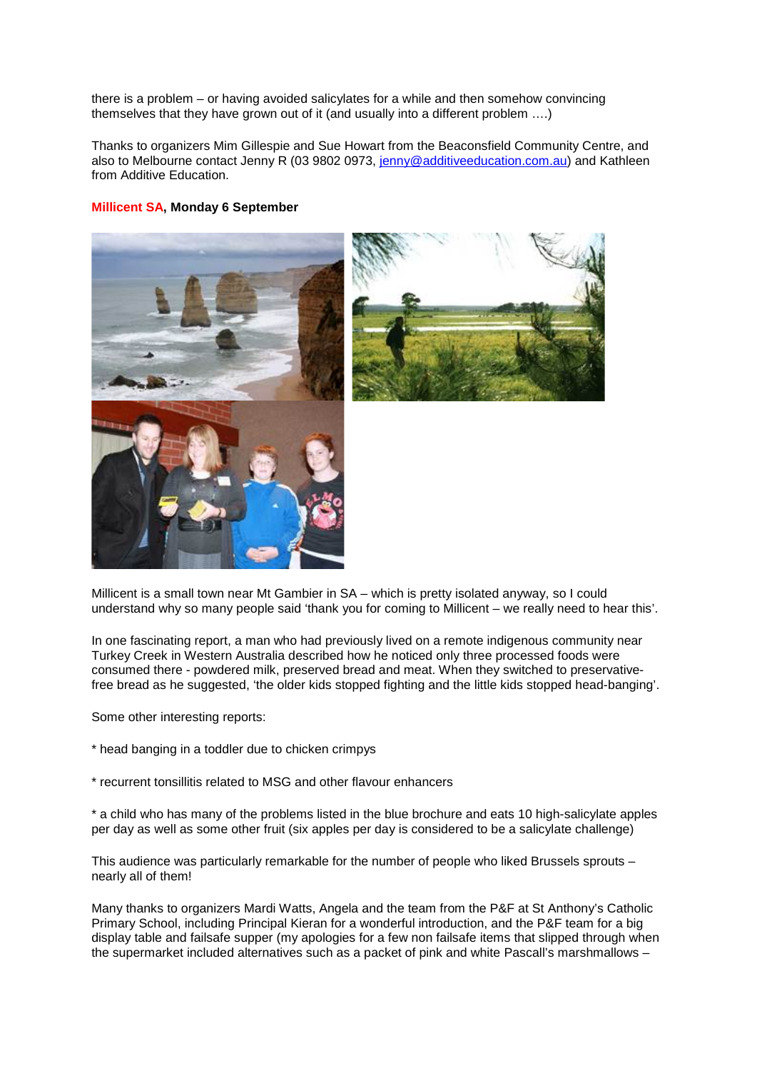there is a problem – or having avoided salicylates for a while and then somehow convincing themselves that they have grown out of it (and usually into a different problem ….)

Thanks to organizers Mim Gillespie and Sue Howart from the Beaconsfield Community Centre, and also to Melbourne contact Jenny R (03 9802 0973, jenny@additiveeducation.com.au) and Kathleen from Additive Education.

**Millicent SA, Monday 6 September**

Millicent is a small town near Mt Gambier in SA – which is pretty isolated anyway, so I could understand why so many people said 'thank you for coming to Millicent – we really need to hear this'.

In one fascinating report, a man who had previously lived on a remote indigenous community near Turkey Creek in Western Australia described how he noticed only three processed foods were consumed there - powdered milk, preserved bread and meat. When they switched to preservative-free bread as he suggested, 'the older kids stopped fighting and the little kids stopped head-banging'.

Some other interesting reports:

* head banging in a toddler due to chicken crimpys

* recurrent tonsillitis related to MSG and other flavour enhancers

* a child who has many of the problems listed in the blue brochure and eats 10 high-salicylate apples per day as well as some other fruit (six apples per day is considered to be a salicylate challenge)

This audience was particularly remarkable for the number of people who liked Brussels sprouts – nearly all of them!

Many thanks to organizers Mardi Watts, Angela and the team from the P&F at St Anthony's Catholic Primary School, including Principal Kieran for a wonderful introduction, and the P&F team for a big display table and failsafe supper (my apologies for a few non failsafe items that slipped through when the supermarket included alternatives such as a packet of pink and white Pascall's marshmallows –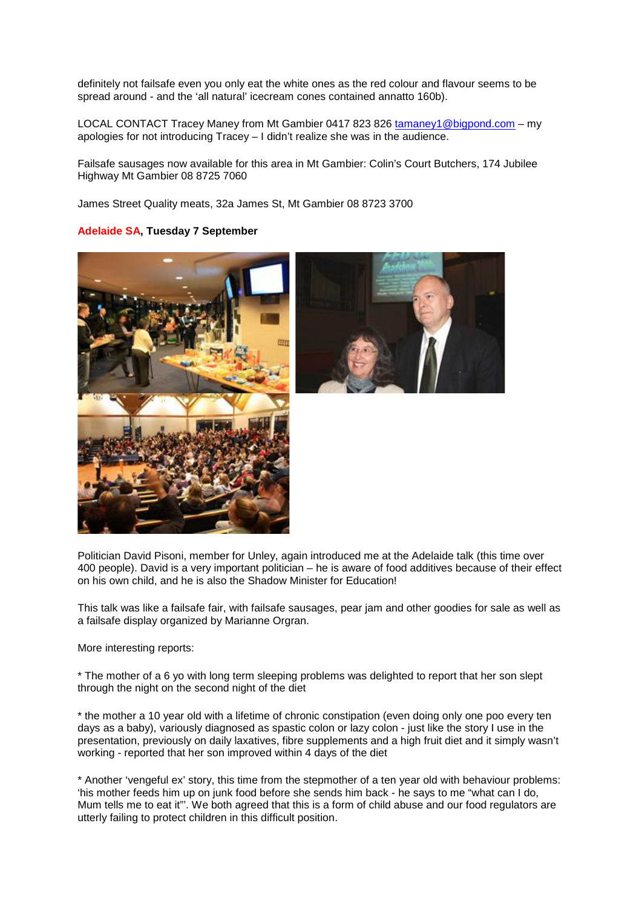definitely not failsafe even you only eat the white ones as the red colour and flavour seems to be spread around - and the 'all natural' icecream cones contained annatto 160b).

LOCAL CONTACT Tracey Maney from Mt Gambier 0417 823 826 tamaney1@bigpond.com – my apologies for not introducing Tracey – I didn't realize she was in the audience.

Failsafe sausages now available for this area in Mt Gambier: Colin's Court Butchers, 174 Jubilee Highway Mt Gambier 08 8725 7060

James Street Quality meats, 32a James St, Mt Gambier 08 8723 3700

**Adelaide SA, Tuesday 7 September**

Politician David Pisoni, member for Unley, again introduced me at the Adelaide talk (this time over 400 people). David is a very important politician – he is aware of food additives because of their effect on his own child, and he is also the Shadow Minister for Education!

This talk was like a failsafe fair, with failsafe sausages, pear jam and other goodies for sale as well as a failsafe display organized by Marianne Orgran.

More interesting reports:

* The mother of a 6 yo with long term sleeping problems was delighted to report that her son slept through the night on the second night of the diet

* the mother a 10 year old with a lifetime of chronic constipation (even doing only one poo every ten days as a baby), variously diagnosed as spastic colon or lazy colon - just like the story I use in the presentation, previously on daily laxatives, fibre supplements and a high fruit diet and it simply wasn't working - reported that her son improved within 4 days of the diet

* Another 'vengeful ex' story, this time from the stepmother of a ten year old with behaviour problems: 'his mother feeds him up on junk food before she sends him back - he says to me "what can I do, Mum tells me to eat it"'. We both agreed that this is a form of child abuse and our food regulators are utterly failing to protect children in this difficult position.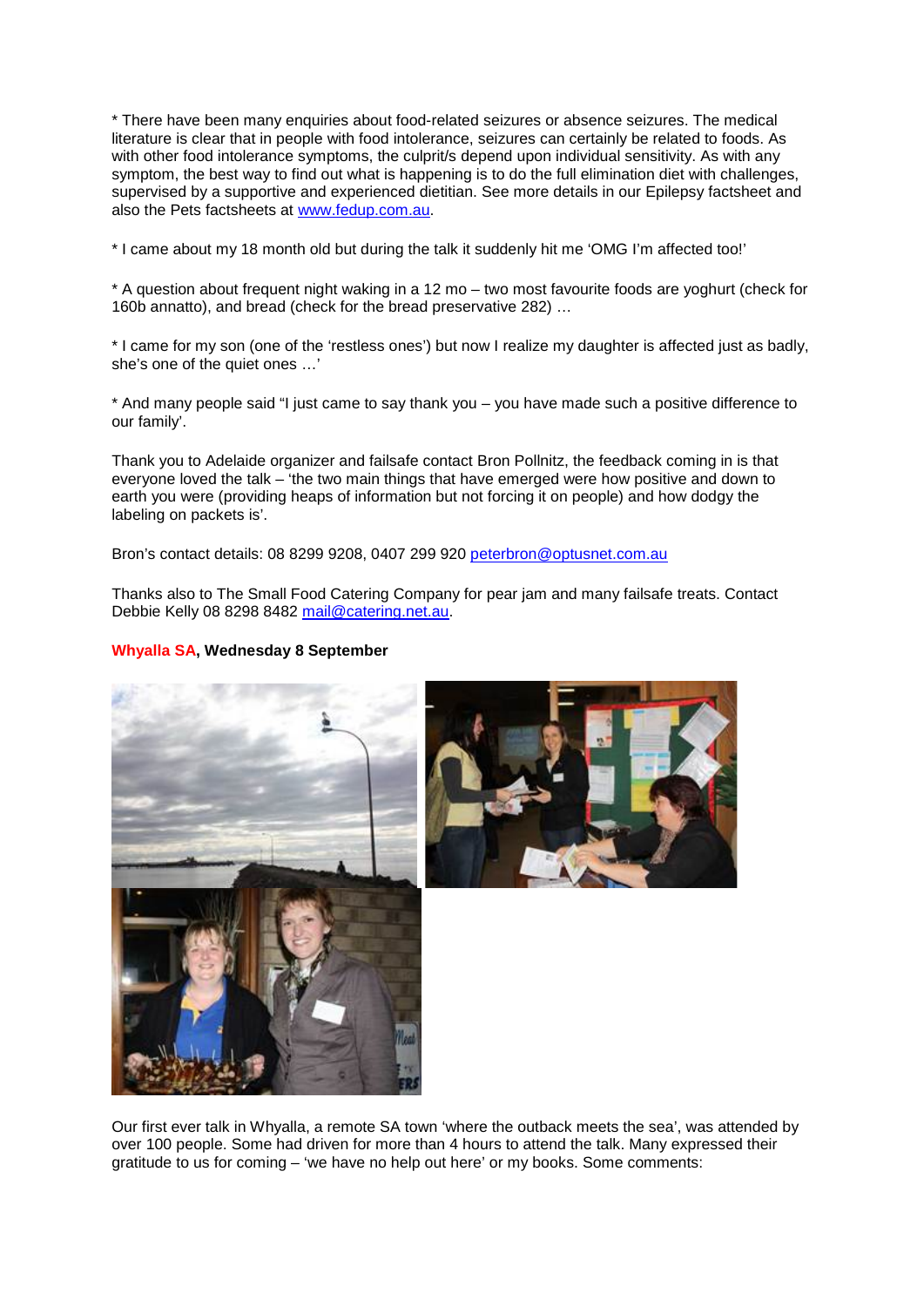* There have been many enquiries about food-related seizures or absence seizures. The medical literature is clear that in people with food intolerance, seizures can certainly be related to foods. As with other food intolerance symptoms, the culprit/s depend upon individual sensitivity. As with any symptom, the best way to find out what is happening is to do the full elimination diet with challenges, supervised by a supportive and experienced dietitian. See more details in our Epilepsy factsheet and also the Pets factsheets at www.fedup.com.au.

* I came about my 18 month old but during the talk it suddenly hit me 'OMG I'm affected too!'

* A question about frequent night waking in a 12 mo – two most favourite foods are yoghurt (check for 160b annatto), and bread (check for the bread preservative 282) …

* I came for my son (one of the 'restless ones') but now I realize my daughter is affected just as badly, she's one of the quiet ones …'

* And many people said "I just came to say thank you – you have made such a positive difference to our family'.

Thank you to Adelaide organizer and failsafe contact Bron Pollnitz, the feedback coming in is that everyone loved the talk – 'the two main things that have emerged were how positive and down to earth you were (providing heaps of information but not forcing it on people) and how dodgy the labeling on packets is'.

Bron's contact details: 08 8299 9208, 0407 299 920 peterbron@optusnet.com.au

Thanks also to The Small Food Catering Company for pear jam and many failsafe treats. Contact Debbie Kelly 08 8298 8482 mail@catering.net.au.

**Whyalla SA, Wednesday 8 September**

Our first ever talk in Whyalla, a remote SA town 'where the outback meets the sea', was attended by over 100 people. Some had driven for more than 4 hours to attend the talk. Many expressed their gratitude to us for coming – 'we have no help out here' or my books. Some comments: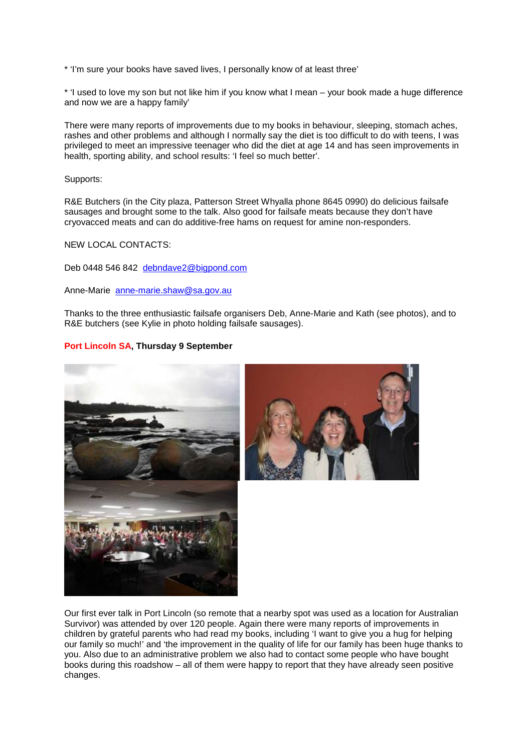* 'I'm sure your books have saved lives, I personally know of at least three'

* 'I used to love my son but not like him if you know what I mean – your book made a huge difference and now we are a happy family'

There were many reports of improvements due to my books in behaviour, sleeping, stomach aches, rashes and other problems and although I normally say the diet is too difficult to do with teens, I was privileged to meet an impressive teenager who did the diet at age 14 and has seen improvements in health, sporting ability, and school results: 'I feel so much better'.

Supports:

R&E Butchers (in the City plaza, Patterson Street Whyalla phone 8645 0990) do delicious failsafe sausages and brought some to the talk. Also good for failsafe meats because they don't have cryovacced meats and can do additive-free hams on request for amine non-responders.

NEW LOCAL CONTACTS:

Deb 0448 546 842 debndave2@bigpond.com

Anne-Marie anne-marie.shaw@sa.gov.au

Thanks to the three enthusiastic failsafe organisers Deb, Anne-Marie and Kath (see photos), and to R&E butchers (see Kylie in photo holding failsafe sausages).

**Port Lincoln SA, Thursday 9 September**

Our first ever talk in Port Lincoln (so remote that a nearby spot was used as a location for Australian Survivor) was attended by over 120 people. Again there were many reports of improvements in children by grateful parents who had read my books, including 'I want to give you a hug for helping our family so much!' and 'the improvement in the quality of life for our family has been huge thanks to you. Also due to an administrative problem we also had to contact some people who have bought books during this roadshow – all of them were happy to report that they have already seen positive changes.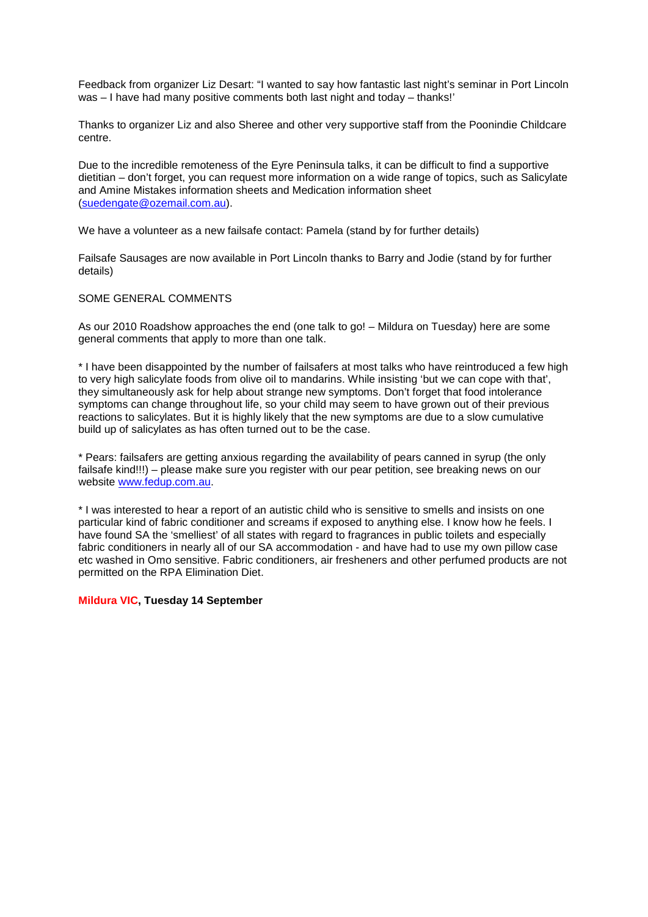Feedback from organizer Liz Desart: "I wanted to say how fantastic last night's seminar in Port Lincoln was – I have had many positive comments both last night and today – thanks!'

Thanks to organizer Liz and also Sheree and other very supportive staff from the Poonindie Childcare centre.

Due to the incredible remoteness of the Eyre Peninsula talks, it can be difficult to find a supportive dietitian – don't forget, you can request more information on a wide range of topics, such as Salicylate and Amine Mistakes information sheets and Medication information sheet (suedengate@ozemail.com.au).

We have a volunteer as a new failsafe contact: Pamela (stand by for further details)

Failsafe Sausages are now available in Port Lincoln thanks to Barry and Jodie (stand by for further details)

SOME GENERAL COMMENTS

As our 2010 Roadshow approaches the end (one talk to go! – Mildura on Tuesday) here are some general comments that apply to more than one talk.

* I have been disappointed by the number of failsafers at most talks who have reintroduced a few high to very high salicylate foods from olive oil to mandarins. While insisting 'but we can cope with that', they simultaneously ask for help about strange new symptoms. Don't forget that food intolerance symptoms can change throughout life, so your child may seem to have grown out of their previous reactions to salicylates. But it is highly likely that the new symptoms are due to a slow cumulative build up of salicylates as has often turned out to be the case.

* Pears: failsafers are getting anxious regarding the availability of pears canned in syrup (the only failsafe kind!!!) – please make sure you register with our pear petition, see breaking news on our website www.fedup.com.au.

* I was interested to hear a report of an autistic child who is sensitive to smells and insists on one particular kind of fabric conditioner and screams if exposed to anything else. I know how he feels. I have found SA the 'smelliest' of all states with regard to fragrances in public toilets and especially fabric conditioners in nearly all of our SA accommodation - and have had to use my own pillow case etc washed in Omo sensitive. Fabric conditioners, air fresheners and other perfumed products are not permitted on the RPA Elimination Diet.

**Mildura VIC, Tuesday 14 September**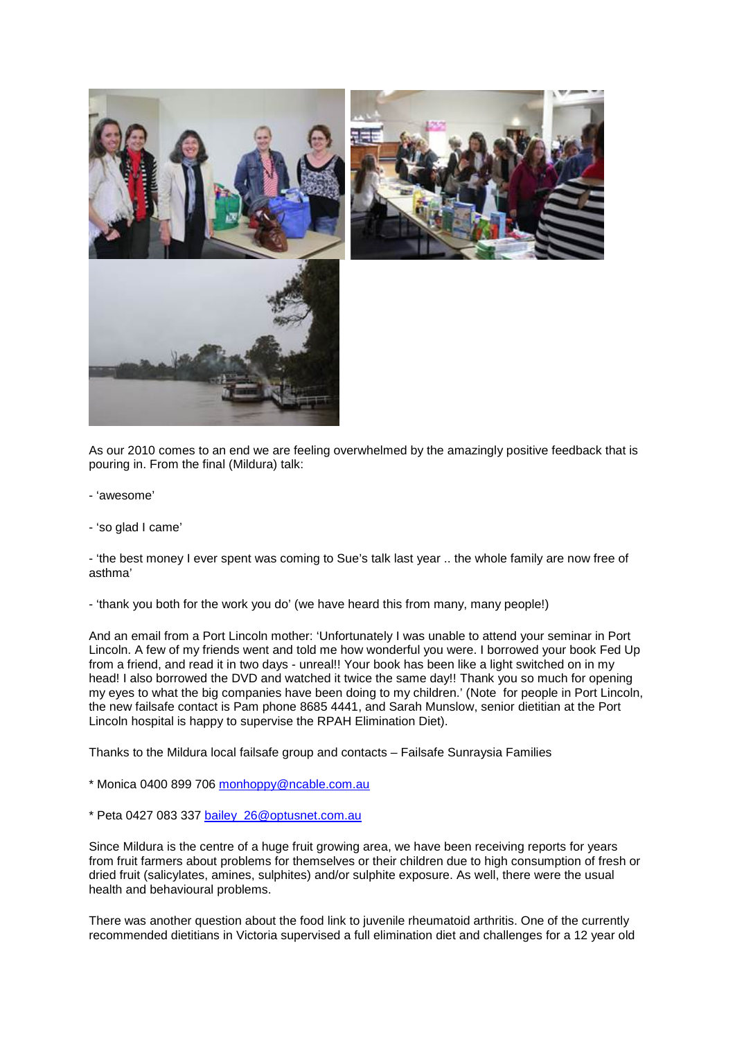As our 2010 comes to an end we are feeling overwhelmed by the amazingly positive feedback that is pouring in. From the final (Mildura) talk:

- 'awesome'

- 'so glad I came'

- 'the best money I ever spent was coming to Sue's talk last year .. the whole family are now free of asthma'

- 'thank you both for the work you do' (we have heard this from many, many people!)

And an email from a Port Lincoln mother: 'Unfortunately I was unable to attend your seminar in Port Lincoln. A few of my friends went and told me how wonderful you were. I borrowed your book Fed Up from a friend, and read it in two days - unreal!! Your book has been like a light switched on in my head! I also borrowed the DVD and watched it twice the same day!! Thank you so much for opening my eyes to what the big companies have been doing to my children.' (Note for people in Port Lincoln, the new failsafe contact is Pam phone 8685 4441, and Sarah Munslow, senior dietitian at the Port Lincoln hospital is happy to supervise the RPAH Elimination Diet).

Thanks to the Mildura local failsafe group and contacts – Failsafe Sunraysia Families

* Monica 0400 899 706 monhoppy@ncable.com.au

* Peta 0427 083 337 bailey_26@optusnet.com.au

Since Mildura is the centre of a huge fruit growing area, we have been receiving reports for years from fruit farmers about problems for themselves or their children due to high consumption of fresh or dried fruit (salicylates, amines, sulphites) and/or sulphite exposure. As well, there were the usual health and behavioural problems.

There was another question about the food link to juvenile rheumatoid arthritis. One of the currently recommended dietitians in Victoria supervised a full elimination diet and challenges for a 12 year old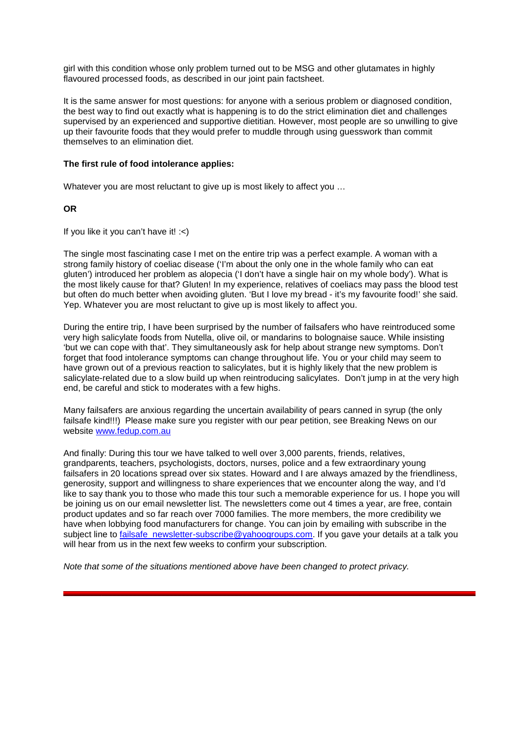girl with this condition whose only problem turned out to be MSG and other glutamates in highly flavoured processed foods, as described in our joint pain factsheet.

It is the same answer for most questions: for anyone with a serious problem or diagnosed condition, the best way to find out exactly what is happening is to do the strict elimination diet and challenges supervised by an experienced and supportive dietitian. However, most people are so unwilling to give up their favourite foods that they would prefer to muddle through using guesswork than commit themselves to an elimination diet.

**The first rule of food intolerance applies:**

Whatever you are most reluctant to give up is most likely to affect you …

**OR**

If you like it you can't have it! :<)

The single most fascinating case I met on the entire trip was a perfect example. A woman with a strong family history of coeliac disease ('I'm about the only one in the whole family who can eat gluten') introduced her problem as alopecia ('I don't have a single hair on my whole body'). What is the most likely cause for that? Gluten! In my experience, relatives of coeliacs may pass the blood test but often do much better when avoiding gluten. 'But I love my bread - it's my favourite food!' she said. Yep. Whatever you are most reluctant to give up is most likely to affect you.

During the entire trip, I have been surprised by the number of failsafers who have reintroduced some very high salicylate foods from Nutella, olive oil, or mandarins to bolognaise sauce. While insisting 'but we can cope with that'. They simultaneously ask for help about strange new symptoms. Don't forget that food intolerance symptoms can change throughout life. You or your child may seem to have grown out of a previous reaction to salicylates, but it is highly likely that the new problem is salicylate-related due to a slow build up when reintroducing salicylates. Don't jump in at the very high end, be careful and stick to moderates with a few highs.

Many failsafers are anxious regarding the uncertain availability of pears canned in syrup (the only failsafe kind!!!) Please make sure you register with our pear petition, see Breaking News on our website [www.fedup.com.au](http://www.fedup.com.au)

And finally: During this tour we have talked to well over 3,000 parents, friends, relatives, grandparents, teachers, psychologists, doctors, nurses, police and a few extraordinary young failsafers in 20 locations spread over six states. Howard and I are always amazed by the friendliness, generosity, support and willingness to share experiences that we encounter along the way, and I'd like to say thank you to those who made this tour such a memorable experience for us. I hope you will be joining us on our email newsletter list. The newsletters come out 4 times a year, are free, contain product updates and so far reach over 7000 families. The more members, the more credibility we have when lobbying food manufacturers for change. You can join by emailing with subscribe in the subject line to [failsafe_newsletter-subscribe@yahoogroups.com](mailto:failsafe_newsletter-subscribe@yahoogroups.com). If you gave your details at a talk you will hear from us in the next few weeks to confirm your subscription.

*Note that some of the situations mentioned above have been changed to protect privacy.*